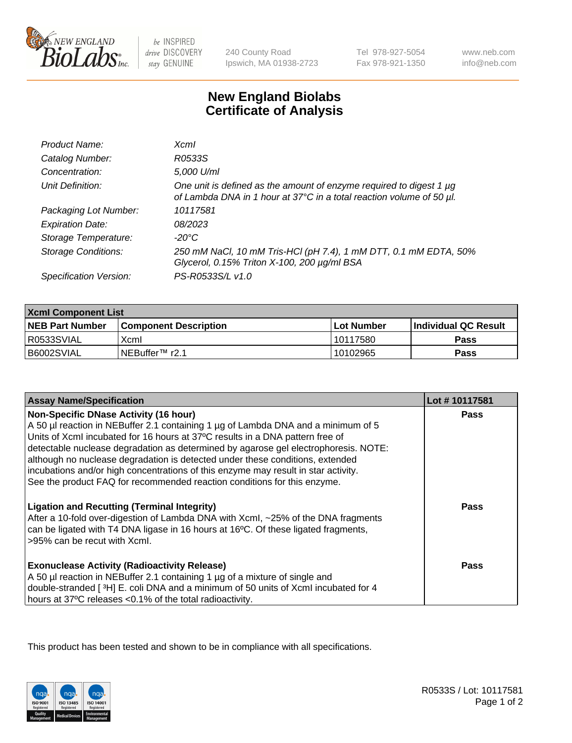New England BioLabs Inc. — be INSPIRED drive DISCOVERY stay GENUINE

240 County Road
Ipswich, MA 01938-2723

Tel 978-927-5054
Fax 978-921-1350

www.neb.com
info@neb.com

# New England Biolabs Certificate of Analysis

| | |
|---|---|
| *Product Name:* | *XcmI* |
| *Catalog Number:* | *R0533S* |
| *Concentration:* | *5,000 U/ml* |
| *Unit Definition:* | *One unit is defined as the amount of enzyme required to digest 1 µg of Lambda DNA in 1 hour at 37°C in a total reaction volume of 50 µl.* |
| *Packaging Lot Number:* | *10117581* |
| *Expiration Date:* | *08/2023* |
| *Storage Temperature:* | *-20°C* |
| *Storage Conditions:* | *250 mM NaCl, 10 mM Tris-HCl (pH 7.4), 1 mM DTT, 0.1 mM EDTA, 50% Glycerol, 0.15% Triton X-100, 200 µg/ml BSA* |
| *Specification Version:* | *PS-R0533S/L v1.0* |

| **XcmI Component List** | | | |
|---|---|---|---|
| **NEB Part Number** | **Component Description** | **Lot Number** | **Individual QC Result** |
| R0533SVIAL | XcmI | 10117580 | **Pass** |
| B6002SVIAL | NEBuffer™ r2.1 | 10102965 | **Pass** |

| **Assay Name/Specification** | **Lot # 10117581** |
|---|---|
| **Non-Specific DNase Activity (16 hour)** A 50 µl reaction in NEBuffer 2.1 containing 1 µg of Lambda DNA and a minimum of 5 Units of XcmI incubated for 16 hours at 37ºC results in a DNA pattern free of detectable nuclease degradation as determined by agarose gel electrophoresis. NOTE: although no nuclease degradation is detected under these conditions, extended incubations and/or high concentrations of this enzyme may result in star activity. See the product FAQ for recommended reaction conditions for this enzyme. | **Pass** |
| **Ligation and Recutting (Terminal Integrity)** After a 10-fold over-digestion of Lambda DNA with XcmI, ~25% of the DNA fragments can be ligated with T4 DNA ligase in 16 hours at 16ºC. Of these ligated fragments, >95% can be recut with XcmI. | **Pass** |
| **Exonuclease Activity (Radioactivity Release)** A 50 µl reaction in NEBuffer 2.1 containing 1 µg of a mixture of single and double-stranded [ $^{3}$H] E. coli DNA and a minimum of 50 units of XcmI incubated for 4 hours at 37ºC releases <0.1% of the total radioactivity. | **Pass** |

This product has been tested and shown to be in compliance with all specifications.

R0533S / Lot: 10117581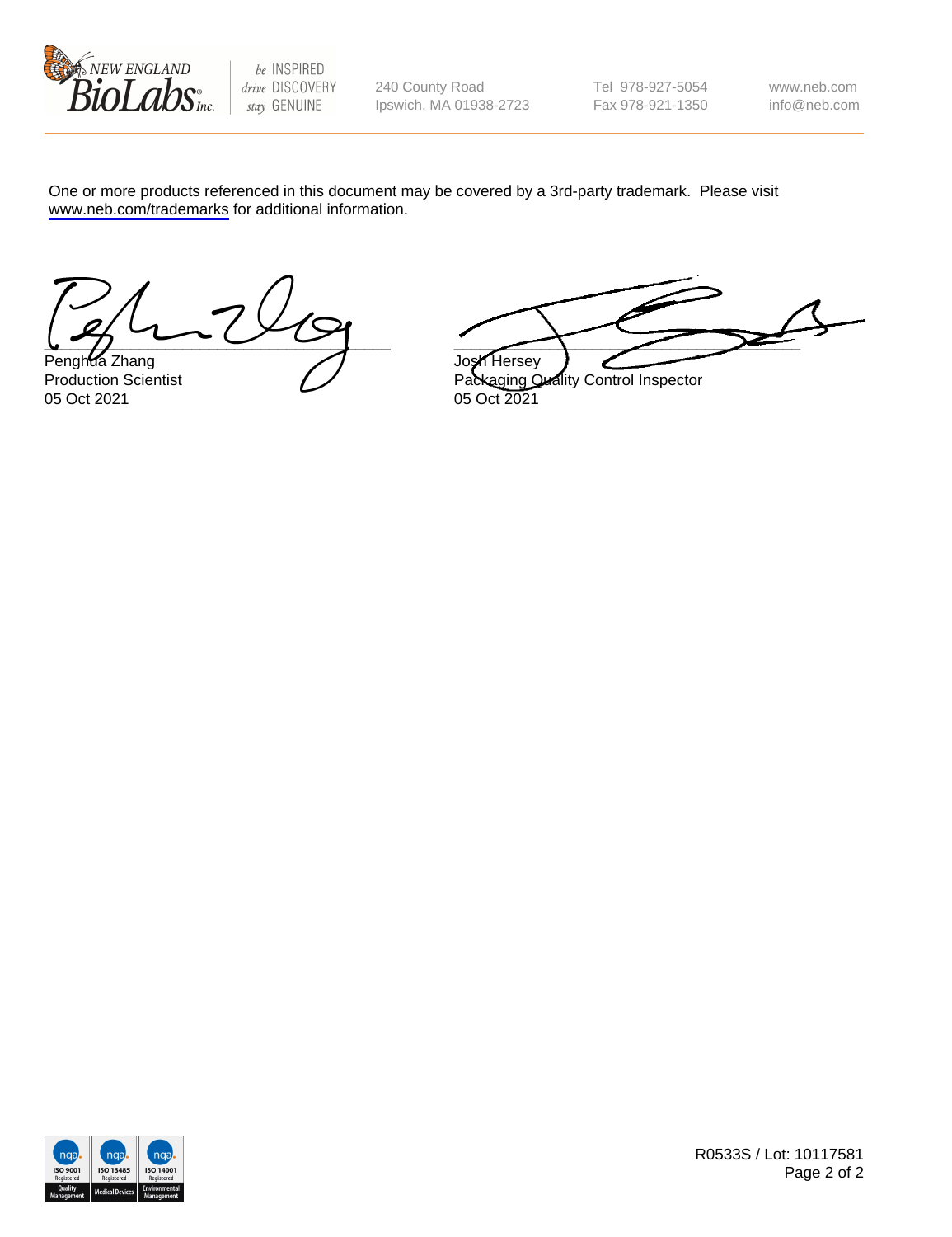One or more products referenced in this document may be covered by a 3rd-party trademark. Please visit www.neb.com/trademarks for additional information.

Penghua Zhang
Production Scientist
05 Oct 2021

Josh Hersey
Packaging Quality Control Inspector
05 Oct 2021

R0533S / Lot: 10117581